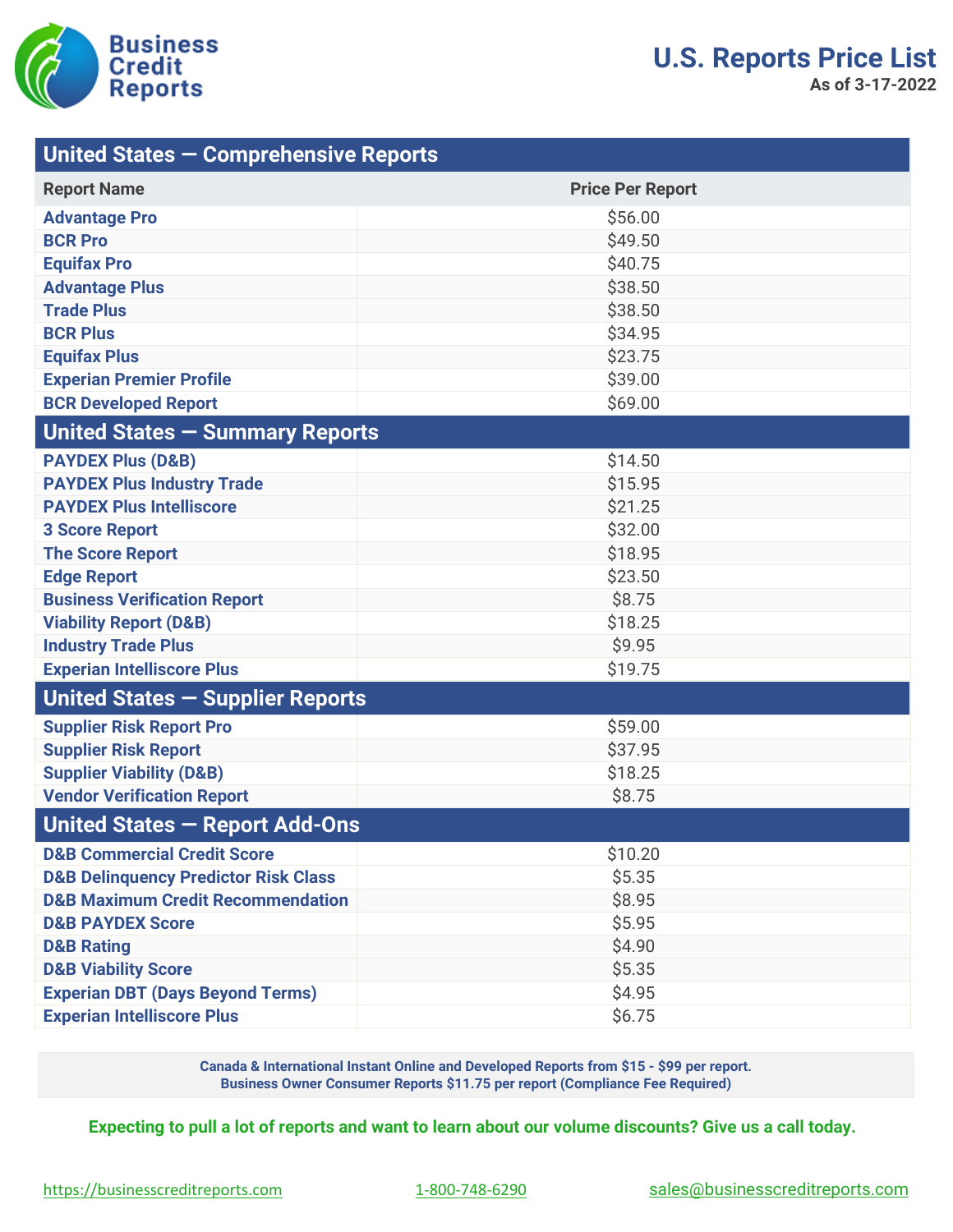Business Credit Reports

# U.S. Reports Price List

**As of 3-17-2022**

## United States — Comprehensive Reports

| Report Name | Price Per Report |
|---|---|
| Advantage Pro | $56.00 |
| BCR Pro | $49.50 |
| Equifax Pro | $40.75 |
| Advantage Plus | $38.50 |
| Trade Plus | $38.50 |
| BCR Plus | $34.95 |
| Equifax Plus | $23.75 |
| Experian Premier Profile | $39.00 |
| BCR Developed Report | $69.00 |

## United States — Summary Reports

| Report Name | Price Per Report |
|---|---|
| PAYDEX Plus (D&B) | $14.50 |
| PAYDEX Plus Industry Trade | $15.95 |
| PAYDEX Plus Intelliscore | $21.25 |
| 3 Score Report | $32.00 |
| The Score Report | $18.95 |
| Edge Report | $23.50 |
| Business Verification Report | $8.75 |
| Viability Report (D&B) | $18.25 |
| Industry Trade Plus | $9.95 |
| Experian Intelliscore Plus | $19.75 |

## United States — Supplier Reports

| Report Name | Price Per Report |
|---|---|
| Supplier Risk Report Pro | $59.00 |
| Supplier Risk Report | $37.95 |
| Supplier Viability (D&B) | $18.25 |
| Vendor Verification Report | $8.75 |

## United States — Report Add-Ons

| Report Name | Price Per Report |
|---|---|
| D&B Commercial Credit Score | $10.20 |
| D&B Delinquency Predictor Risk Class | $5.35 |
| D&B Maximum Credit Recommendation | $8.95 |
| D&B PAYDEX Score | $5.95 |
| D&B Rating | $4.90 |
| D&B Viability Score | $5.35 |
| Experian DBT (Days Beyond Terms) | $4.95 |
| Experian Intelliscore Plus | $6.75 |

**Canada & International Instant Online and Developed Reports from $15 - $99 per report.**
**Business Owner Consumer Reports $11.75 per report (Compliance Fee Required)**

**Expecting to pull a lot of reports and want to learn about our volume discounts? Give us a call today.**

https://businesscreditreports.com | 1-800-748-6290 | sales@businesscreditreports.com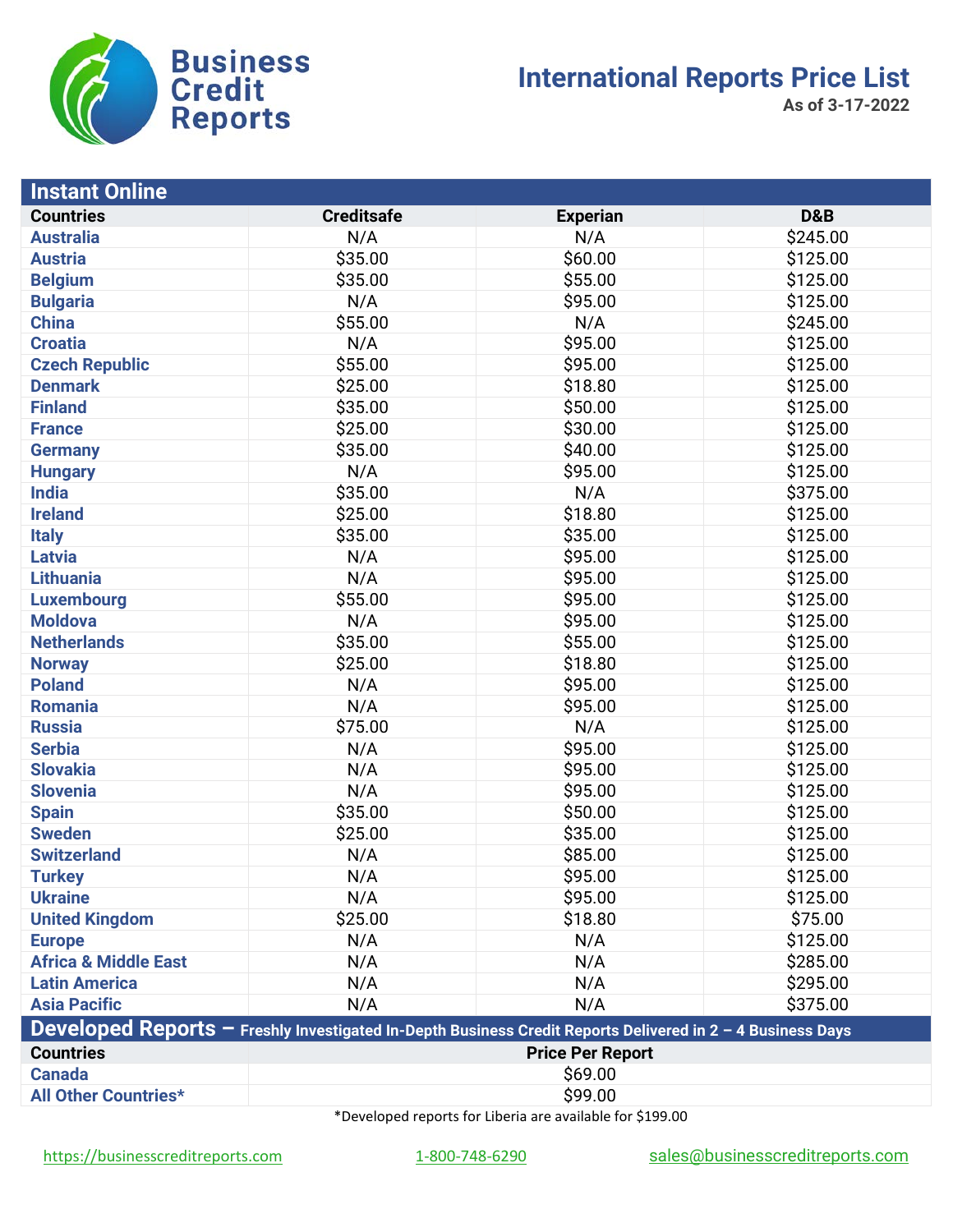Business Credit Reports

# International Reports Price List

**As of 3-17-2022**

| Instant Online | | | |
|---|---|---|---|
| **Countries** | **Creditsafe** | **Experian** | **D&B** |
| **Australia** | N/A | N/A | $245.00 |
| **Austria** | $35.00 | $60.00 | $125.00 |
| **Belgium** | $35.00 | $55.00 | $125.00 |
| **Bulgaria** | N/A | $95.00 | $125.00 |
| **China** | $55.00 | N/A | $245.00 |
| **Croatia** | N/A | $95.00 | $125.00 |
| **Czech Republic** | $55.00 | $95.00 | $125.00 |
| **Denmark** | $25.00 | $18.80 | $125.00 |
| **Finland** | $35.00 | $50.00 | $125.00 |
| **France** | $25.00 | $30.00 | $125.00 |
| **Germany** | $35.00 | $40.00 | $125.00 |
| **Hungary** | N/A | $95.00 | $125.00 |
| **India** | $35.00 | N/A | $375.00 |
| **Ireland** | $25.00 | $18.80 | $125.00 |
| **Italy** | $35.00 | $35.00 | $125.00 |
| **Latvia** | N/A | $95.00 | $125.00 |
| **Lithuania** | N/A | $95.00 | $125.00 |
| **Luxembourg** | $55.00 | $95.00 | $125.00 |
| **Moldova** | N/A | $95.00 | $125.00 |
| **Netherlands** | $35.00 | $55.00 | $125.00 |
| **Norway** | $25.00 | $18.80 | $125.00 |
| **Poland** | N/A | $95.00 | $125.00 |
| **Romania** | N/A | $95.00 | $125.00 |
| **Russia** | $75.00 | N/A | $125.00 |
| **Serbia** | N/A | $95.00 | $125.00 |
| **Slovakia** | N/A | $95.00 | $125.00 |
| **Slovenia** | N/A | $95.00 | $125.00 |
| **Spain** | $35.00 | $50.00 | $125.00 |
| **Sweden** | $25.00 | $35.00 | $125.00 |
| **Switzerland** | N/A | $85.00 | $125.00 |
| **Turkey** | N/A | $95.00 | $125.00 |
| **Ukraine** | N/A | $95.00 | $125.00 |
| **United Kingdom** | $25.00 | $18.80 | $75.00 |
| **Europe** | N/A | N/A | $125.00 |
| **Africa & Middle East** | N/A | N/A | $285.00 |
| **Latin America** | N/A | N/A | $295.00 |
| **Asia Pacific** | N/A | N/A | $375.00 |

| Developed Reports – Freshly Investigated In-Depth Business Credit Reports Delivered in 2 – 4 Business Days | |
|---|---|
| **Countries** | **Price Per Report** |
| **Canada** | $69.00 |
| **All Other Countries*** | $99.00 |

*Developed reports for Liberia are available for $199.00

https://businesscreditreports.com | 1-800-748-6290 | sales@businesscreditreports.com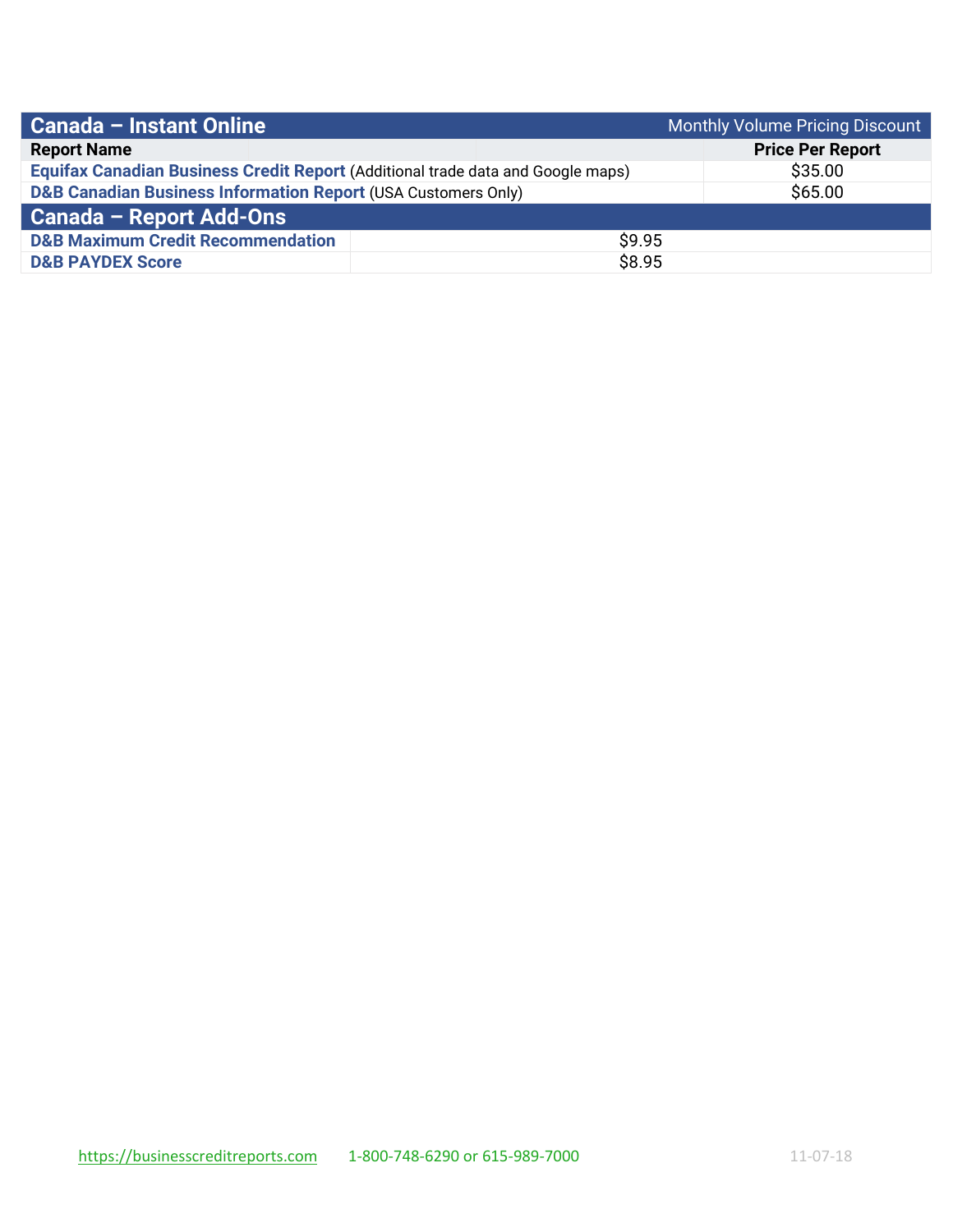| Canada – Instant Online | Monthly Volume Pricing Discount |
|---|---|
| **Report Name** | **Price Per Report** |
| **Equifax Canadian Business Credit Report** (Additional trade data and Google maps) | $35.00 |
| **D&B Canadian Business Information Report** (USA Customers Only) | $65.00 |

| Canada – Report Add-Ons | |
|---|---|
| **D&B Maximum Credit Recommendation** | $9.95 |
| **D&B PAYDEX Score** | $8.95 |

https://businesscreditreports.com 1-800-748-6290 or 615-989-7000 11-07-18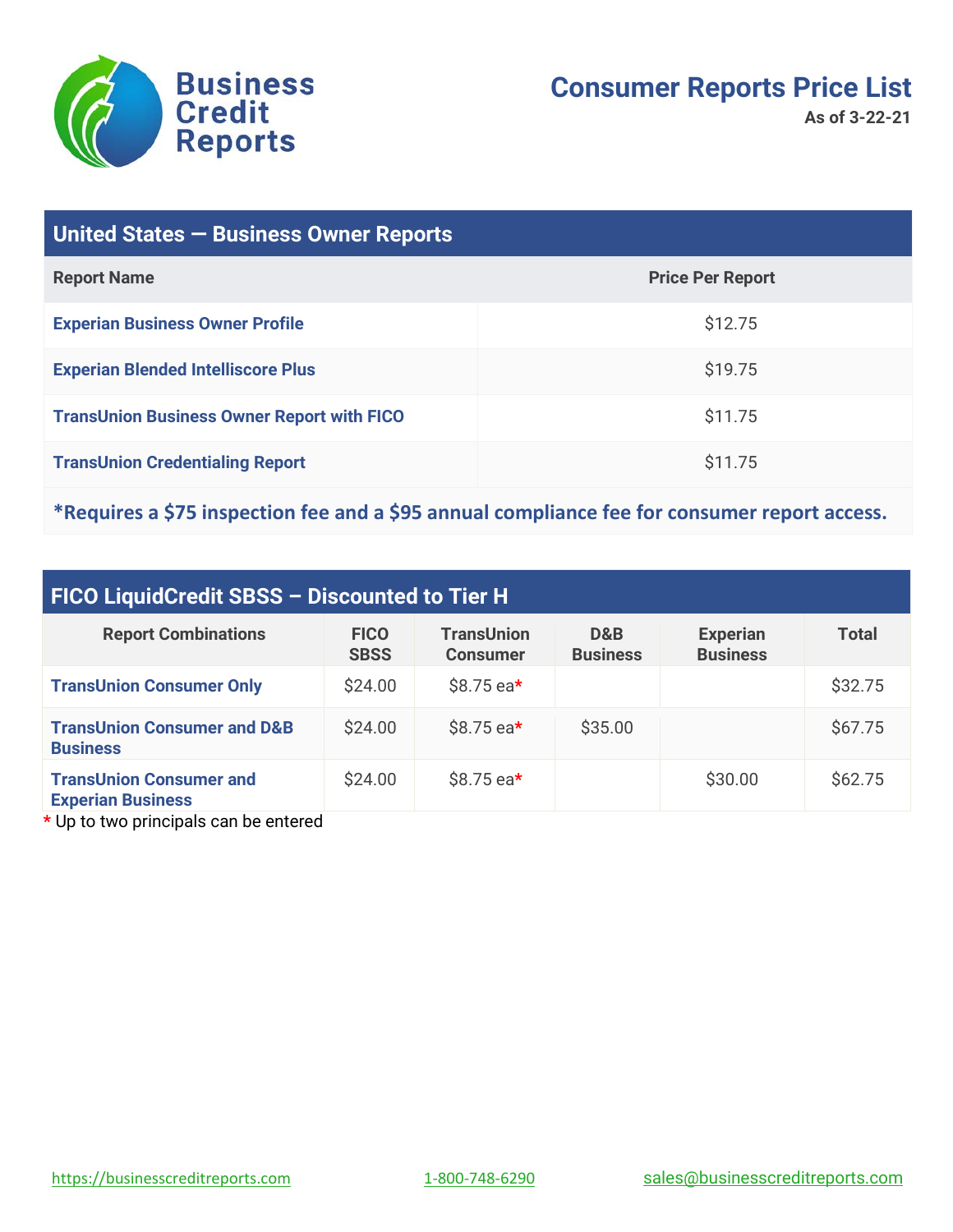Business Credit Reports

# Consumer Reports Price List

**As of 3-22-21**

## United States — Business Owner Reports

| Report Name | Price Per Report |
|---|---|
| **Experian Business Owner Profile** | $12.75 |
| **Experian Blended Intelliscore Plus** | $19.75 |
| **TransUnion Business Owner Report with FICO** | $11.75 |
| **TransUnion Credentialing Report** | $11.75 |

***Requires a $75 inspection fee and a $95 annual compliance fee for consumer report access.**

## FICO LiquidCredit SBSS – Discounted to Tier H

| Report Combinations | FICO SBSS | TransUnion Consumer | D&B Business | Experian Business | Total |
|---|---|---|---|---|---|
| **TransUnion Consumer Only** | $24.00 | $8.75 ea* | | | $32.75 |
| **TransUnion Consumer and D&B Business** | $24.00 | $8.75 ea* | $35.00 | | $67.75 |
| **TransUnion Consumer and Experian Business** | $24.00 | $8.75 ea* | | $30.00 | $62.75 |

\* Up to two principals can be entered

https://businesscreditreports.com 1-800-748-6290 sales@businesscreditreports.com